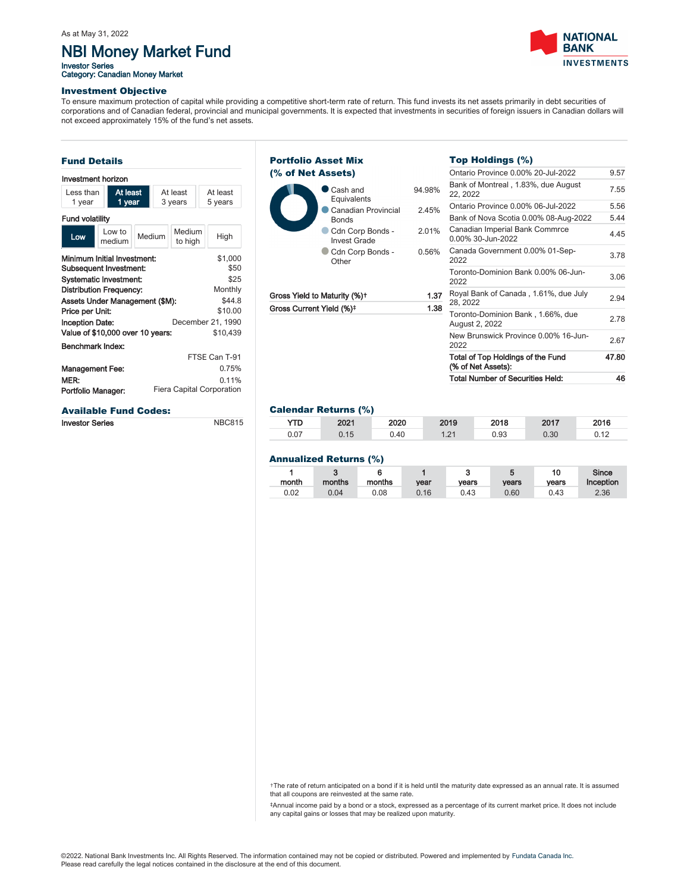As at May 31, 2022

# NBI Money Market Fund

Investor Series
Category: Canadian Money Market

NATIONAL BANK INVESTMENTS

### Investment Objective

To ensure maximum protection of capital while providing a competitive short-term rate of return. This fund invests its net assets primarily in debt securities of corporations and of Canadian federal, provincial and municipal governments. It is expected that investments in securities of foreign issuers in Canadian dollars will not exceed approximately 15% of the fund's net assets.

### Fund Details

Investment horizon

| Less than 1 year | **At least 1 year** | At least 3 years | At least 5 years |
|---|---|---|---|

Fund volatility

| **Low** | Low to medium | Medium | Medium to high | High |
|---|---|---|---|---|

| | |
|---|---|
| Minimum Initial Investment: | $1,000 |
| Subsequent Investment: | $50 |
| Systematic Investment: | $25 |
| Distribution Frequency: | Monthly |
| Assets Under Management ($M): | $44.8 |
| Price per Unit: | $10.00 |
| Inception Date: | December 21, 1990 |
| Value of $10,000 over 10 years: | $10,439 |
| Benchmark Index: | FTSE Can T-91 |
| Management Fee: | 0.75% |
| MER: | 0.11% |
| Portfolio Manager: | Fiera Capital Corporation |

### Available Fund Codes:

| | |
|---|---|
| Investor Series | NBC815 |

### Portfolio Asset Mix (% of Net Assets)

| | |
|---|---|
| Cash and Equivalents | 94.98% |
| Canadian Provincial Bonds | 2.45% |
| Cdn Corp Bonds - Invest Grade | 2.01% |
| Cdn Corp Bonds - Other | 0.56% |

| | |
|---|---|
| Gross Yield to Maturity (%)† | 1.37 |
| Gross Current Yield (%)‡ | 1.38 |

### Top Holdings (%)

| | |
|---|---|
| Ontario Province 0.00% 20-Jul-2022 | 9.57 |
| Bank of Montreal , 1.83%, due August 22, 2022 | 7.55 |
| Ontario Province 0.00% 06-Jul-2022 | 5.56 |
| Bank of Nova Scotia 0.00% 08-Aug-2022 | 5.44 |
| Canadian Imperial Bank Commrce 0.00% 30-Jun-2022 | 4.45 |
| Canada Government 0.00% 01-Sep-2022 | 3.78 |
| Toronto-Dominion Bank 0.00% 06-Jun-2022 | 3.06 |
| Royal Bank of Canada , 1.61%, due July 28, 2022 | 2.94 |
| Toronto-Dominion Bank , 1.66%, due August 2, 2022 | 2.78 |
| New Brunswick Province 0.00% 16-Jun-2022 | 2.67 |
| **Total of Top Holdings of the Fund (% of Net Assets):** | **47.80** |
| **Total Number of Securities Held:** | **46** |

### Calendar Returns (%)

| YTD | 2021 | 2020 | 2019 | 2018 | 2017 | 2016 |
|---|---|---|---|---|---|---|
| 0.07 | 0.15 | 0.40 | 1.21 | 0.93 | 0.30 | 0.12 |

### Annualized Returns (%)

| 1 month | 3 months | 6 months | 1 year | 3 years | 5 years | 10 years | Since Inception |
|---|---|---|---|---|---|---|---|
| 0.02 | 0.04 | 0.08 | 0.16 | 0.43 | 0.60 | 0.43 | 2.36 |

†The rate of return anticipated on a bond if it is held until the maturity date expressed as an annual rate. It is assumed that all coupons are reinvested at the same rate.

‡Annual income paid by a bond or a stock, expressed as a percentage of its current market price. It does not include any capital gains or losses that may be realized upon maturity.

©2022. National Bank Investments Inc. All Rights Reserved. The information contained may not be copied or distributed. Powered and implemented by Fundata Canada Inc.
Please read carefully the legal notices contained in the disclosure at the end of this document.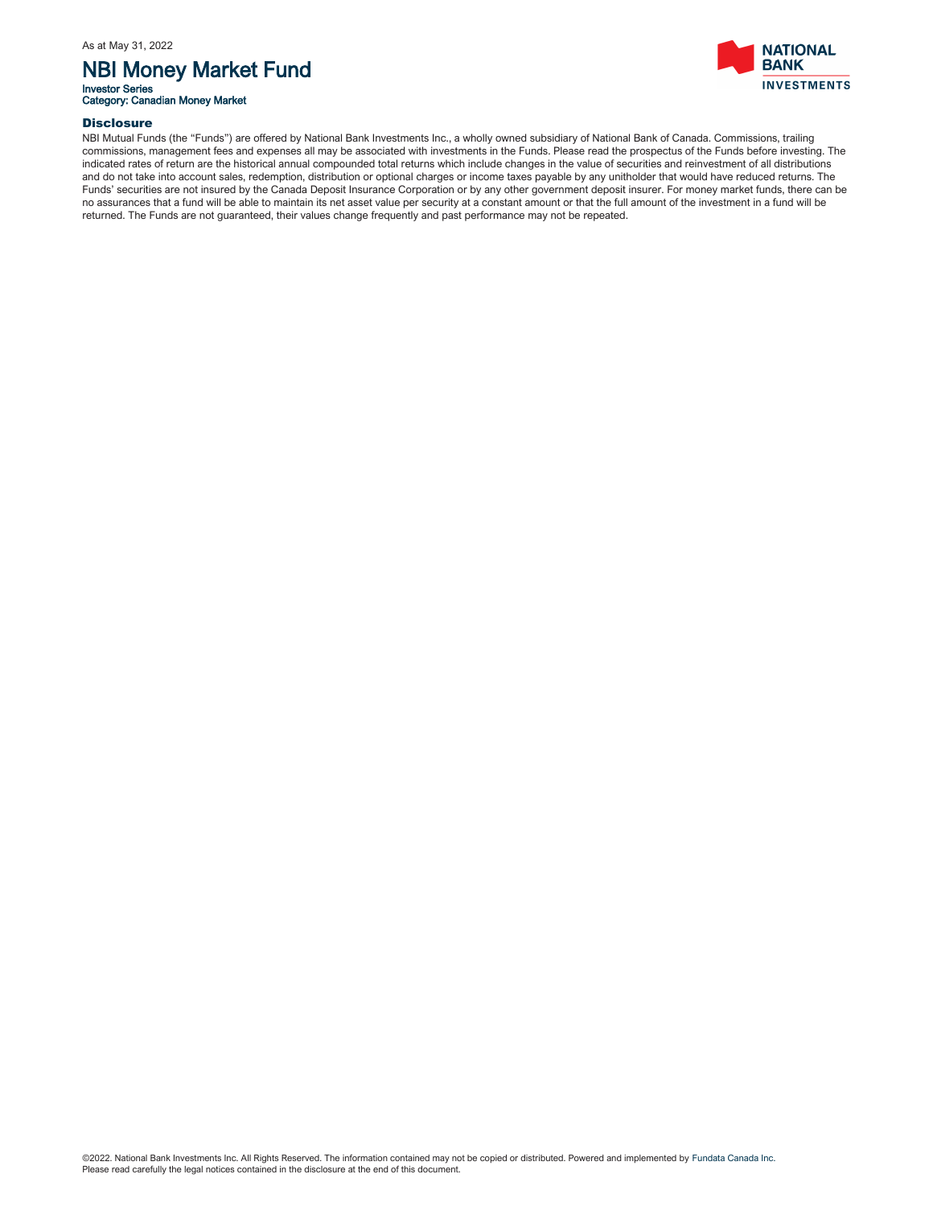As at May 31, 2022

# NBI Money Market Fund

**Investor Series**
**Category: Canadian Money Market**

### Disclosure

NBI Mutual Funds (the "Funds") are offered by National Bank Investments Inc., a wholly owned subsidiary of National Bank of Canada. Commissions, trailing commissions, management fees and expenses all may be associated with investments in the Funds. Please read the prospectus of the Funds before investing. The indicated rates of return are the historical annual compounded total returns which include changes in the value of securities and reinvestment of all distributions and do not take into account sales, redemption, distribution or optional charges or income taxes payable by any unitholder that would have reduced returns. The Funds' securities are not insured by the Canada Deposit Insurance Corporation or by any other government deposit insurer. For money market funds, there can be no assurances that a fund will be able to maintain its net asset value per security at a constant amount or that the full amount of the investment in a fund will be returned. The Funds are not guaranteed, their values change frequently and past performance may not be repeated.

©2022. National Bank Investments Inc. All Rights Reserved. The information contained may not be copied or distributed. Powered and implemented by Fundata Canada Inc.
Please read carefully the legal notices contained in the disclosure at the end of this document.